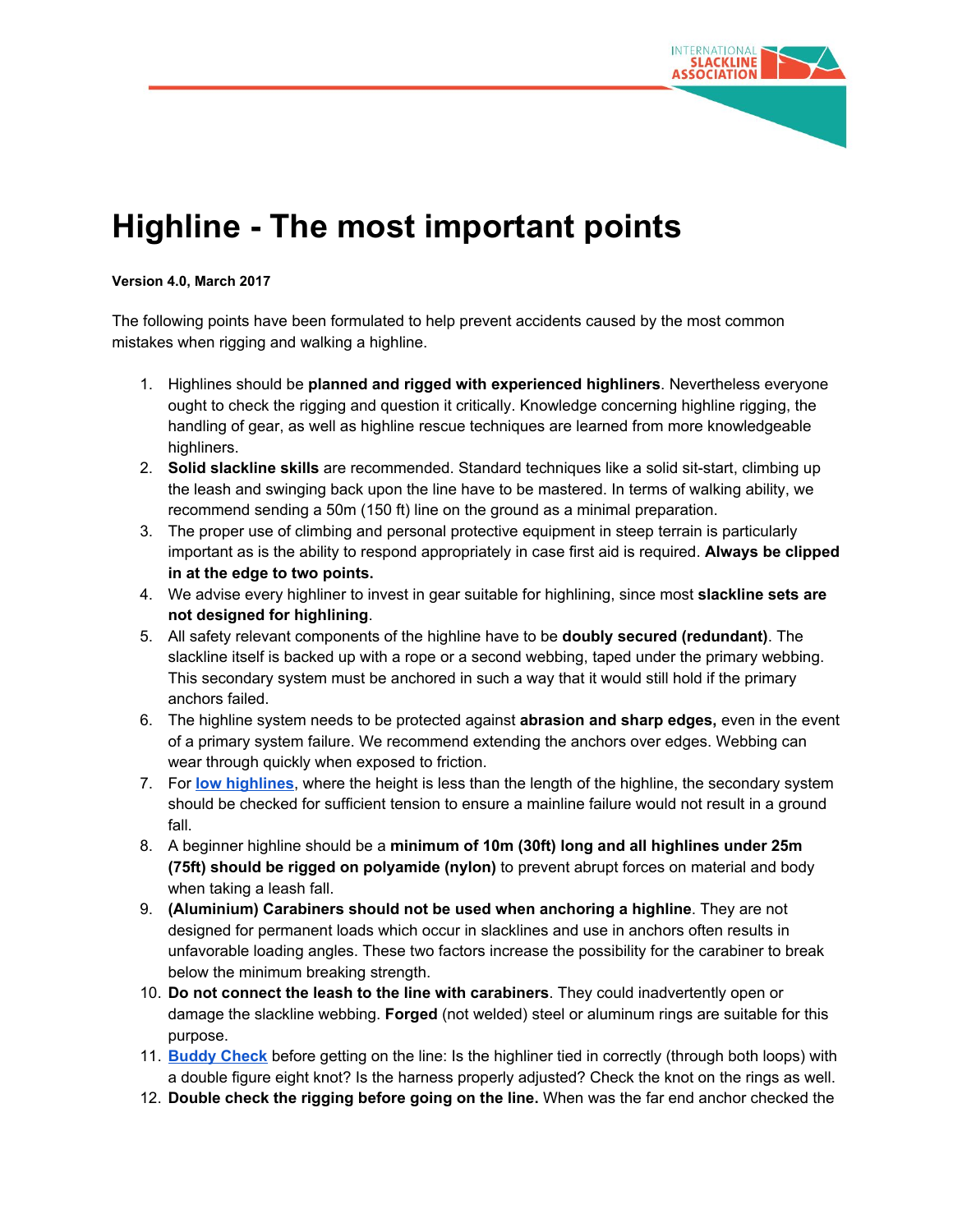# Highline - The most important points

**Version 4.0, March 2017**

The following points have been formulated to help prevent accidents caused by the most common mistakes when rigging and walking a highline.

1. Highlines should be **planned and rigged with experienced highliners**. Nevertheless everyone ought to check the rigging and question it critically. Knowledge concerning highline rigging, the handling of gear, as well as highline rescue techniques are learned from more knowledgeable highliners.
2. **Solid slackline skills** are recommended. Standard techniques like a solid sit-start, climbing up the leash and swinging back upon the line have to be mastered. In terms of walking ability, we recommend sending a 50m (150 ft) line on the ground as a minimal preparation.
3. The proper use of climbing and personal protective equipment in steep terrain is particularly important as is the ability to respond appropriately in case first aid is required. **Always be clipped in at the edge to two points.**
4. We advise every highliner to invest in gear suitable for highlining, since most **slackline sets are not designed for highlining**.
5. All safety relevant components of the highline have to be **doubly secured (redundant)**. The slackline itself is backed up with a rope or a second webbing, taped under the primary webbing. This secondary system must be anchored in such a way that it would still hold if the primary anchors failed.
6. The highline system needs to be protected against **abrasion and sharp edges,** even in the event of a primary system failure. We recommend extending the anchors over edges. Webbing can wear through quickly when exposed to friction.
7. For **low highlines**, where the height is less than the length of the highline, the secondary system should be checked for sufficient tension to ensure a mainline failure would not result in a ground fall.
8. A beginner highline should be a **minimum of 10m (30ft) long and all highlines under 25m (75ft) should be rigged on polyamide (nylon)** to prevent abrupt forces on material and body when taking a leash fall.
9. **(Aluminium) Carabiners should not be used when anchoring a highline**. They are not designed for permanent loads which occur in slacklines and use in anchors often results in unfavorable loading angles. These two factors increase the possibility for the carabiner to break below the minimum breaking strength.
10. **Do not connect the leash to the line with carabiners**. They could inadvertently open or damage the slackline webbing. **Forged** (not welded) steel or aluminum rings are suitable for this purpose.
11. **Buddy Check** before getting on the line: Is the highliner tied in correctly (through both loops) with a double figure eight knot? Is the harness properly adjusted? Check the knot on the rings as well.
12. **Double check the rigging before going on the line.** When was the far end anchor checked the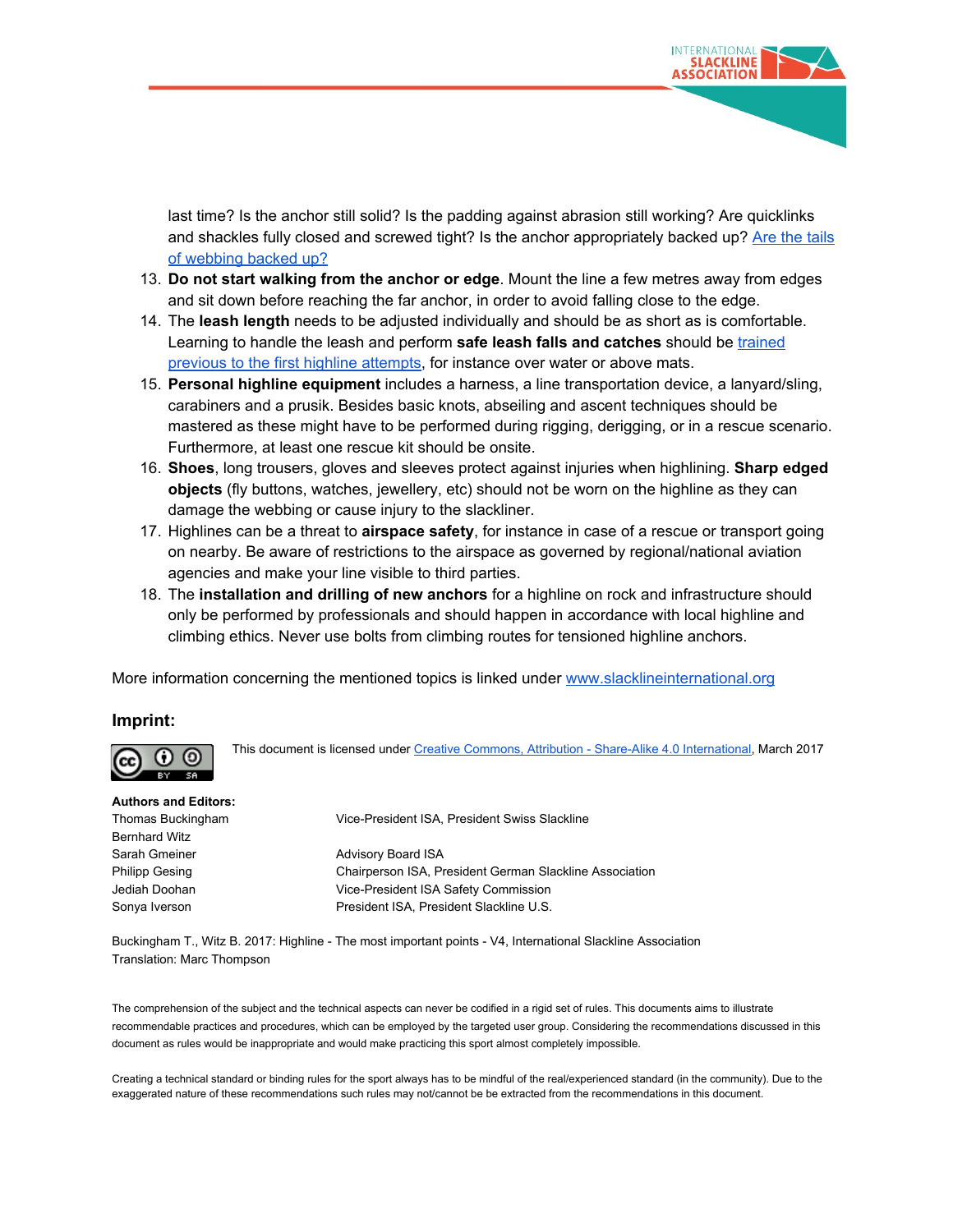last time? Is the anchor still solid? Is the padding against abrasion still working? Are quicklinks and shackles fully closed and screwed tight? Is the anchor appropriately backed up? Are the tails of webbing backed up?

13. **Do not start walking from the anchor or edge**. Mount the line a few metres away from edges and sit down before reaching the far anchor, in order to avoid falling close to the edge.
14. The **leash length** needs to be adjusted individually and should be as short as is comfortable. Learning to handle the leash and perform **safe leash falls and catches** should be trained previous to the first highline attempts, for instance over water or above mats.
15. **Personal highline equipment** includes a harness, a line transportation device, a lanyard/sling, carabiners and a prusik. Besides basic knots, abseiling and ascent techniques should be mastered as these might have to be performed during rigging, derigging, or in a rescue scenario. Furthermore, at least one rescue kit should be onsite.
16. **Shoes**, long trousers, gloves and sleeves protect against injuries when highlining. **Sharp edged objects** (fly buttons, watches, jewellery, etc) should not be worn on the highline as they can damage the webbing or cause injury to the slackliner.
17. Highlines can be a threat to **airspace safety**, for instance in case of a rescue or transport going on nearby. Be aware of restrictions to the airspace as governed by regional/national aviation agencies and make your line visible to third parties.
18. The **installation and drilling of new anchors** for a highline on rock and infrastructure should only be performed by professionals and should happen in accordance with local highline and climbing ethics. Never use bolts from climbing routes for tensioned highline anchors.

More information concerning the mentioned topics is linked under www.slacklineinternational.org

## Imprint:

This document is licensed under Creative Commons, Attribution - Share-Alike 4.0 International, March 2017

**Authors and Editors:**

| | |
|---|---|
| Thomas Buckingham | Vice-President ISA, President Swiss Slackline |
| Bernhard Witz | |
| Sarah Gmeiner | Advisory Board ISA |
| Philipp Gesing | Chairperson ISA, President German Slackline Association |
| Jediah Doohan | Vice-President ISA Safety Commission |
| Sonya Iverson | President ISA, President Slackline U.S. |

Buckingham T., Witz B. 2017: Highline - The most important points - V4, International Slackline Association
Translation: Marc Thompson

The comprehension of the subject and the technical aspects can never be codified in a rigid set of rules. This documents aims to illustrate recommendable practices and procedures, which can be employed by the targeted user group. Considering the recommendations discussed in this document as rules would be inappropriate and would make practicing this sport almost completely impossible.

Creating a technical standard or binding rules for the sport always has to be mindful of the real/experienced standard (in the community). Due to the exaggerated nature of these recommendations such rules may not/cannot be be extracted from the recommendations in this document.